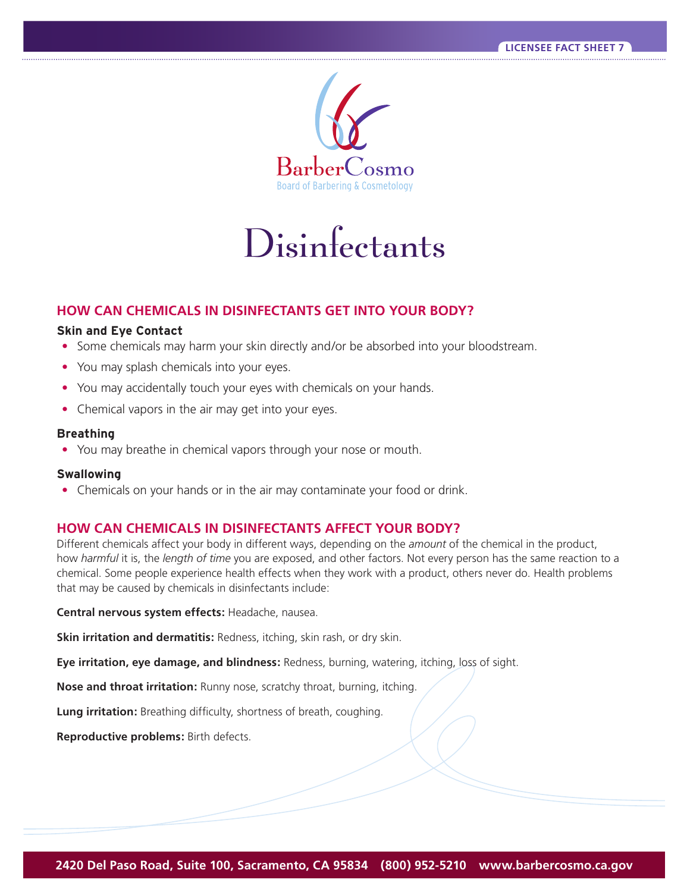LICENSEE FACT SHEET 7

BarberCosmo
Board of Barbering & Cosmetology

# Disinfectants

## HOW CAN CHEMICALS IN DISINFECTANTS GET INTO YOUR BODY?

### Skin and Eye Contact

- Some chemicals may harm your skin directly and/or be absorbed into your bloodstream.
- You may splash chemicals into your eyes.
- You may accidentally touch your eyes with chemicals on your hands.
- Chemical vapors in the air may get into your eyes.

### Breathing

- You may breathe in chemical vapors through your nose or mouth.

### Swallowing

- Chemicals on your hands or in the air may contaminate your food or drink.

## HOW CAN CHEMICALS IN DISINFECTANTS AFFECT YOUR BODY?

Different chemicals affect your body in different ways, depending on the *amount* of the chemical in the product, how *harmful* it is, the *length of time* you are exposed, and other factors. Not every person has the same reaction to a chemical. Some people experience health effects when they work with a product, others never do. Health problems that may be caused by chemicals in disinfectants include:

**Central nervous system effects:** Headache, nausea.

**Skin irritation and dermatitis:** Redness, itching, skin rash, or dry skin.

**Eye irritation, eye damage, and blindness:** Redness, burning, watering, itching, loss of sight.

**Nose and throat irritation:** Runny nose, scratchy throat, burning, itching.

**Lung irritation:** Breathing difficulty, shortness of breath, coughing.

**Reproductive problems:** Birth defects.

2420 Del Paso Road, Suite 100, Sacramento, CA 95834 (800) 952-5210 www.barbercosmo.ca.gov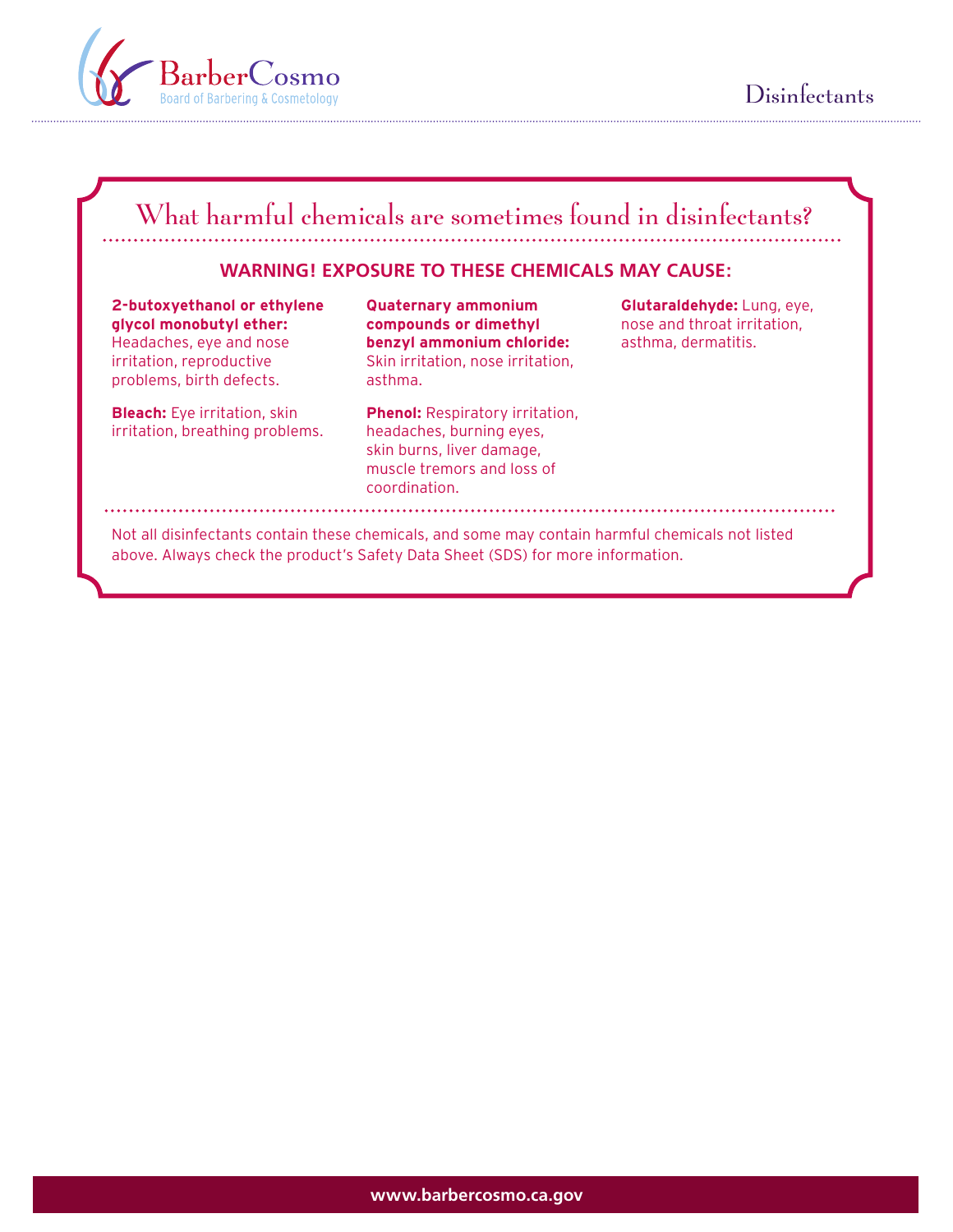## What harmful chemicals are sometimes found in disinfectants?

### WARNING! EXPOSURE TO THESE CHEMICALS MAY CAUSE:

**2-butoxyethanol or ethylene glycol monobutyl ether:** Headaches, eye and nose irritation, reproductive problems, birth defects.

**Bleach:** Eye irritation, skin irritation, breathing problems.

**Quaternary ammonium compounds or dimethyl benzyl ammonium chloride:** Skin irritation, nose irritation, asthma.

**Phenol:** Respiratory irritation, headaches, burning eyes, skin burns, liver damage, muscle tremors and loss of coordination.

**Glutaraldehyde:** Lung, eye, nose and throat irritation, asthma, dermatitis.

Not all disinfectants contain these chemicals, and some may contain harmful chemicals not listed above. Always check the product's Safety Data Sheet (SDS) for more information.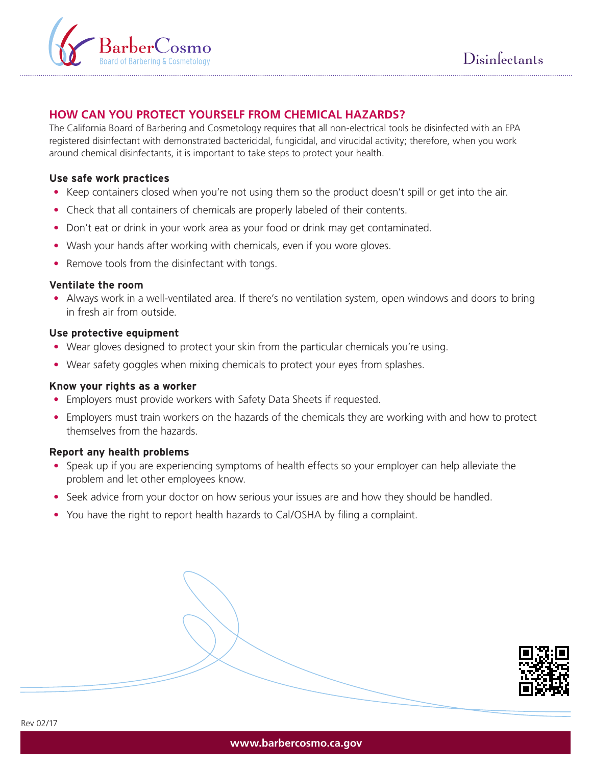## HOW CAN YOU PROTECT YOURSELF FROM CHEMICAL HAZARDS?

The California Board of Barbering and Cosmetology requires that all non-electrical tools be disinfected with an EPA registered disinfectant with demonstrated bactericidal, fungicidal, and virucidal activity; therefore, when you work around chemical disinfectants, it is important to take steps to protect your health.

**Use safe work practices**

- Keep containers closed when you're not using them so the product doesn't spill or get into the air.
- Check that all containers of chemicals are properly labeled of their contents.
- Don't eat or drink in your work area as your food or drink may get contaminated.
- Wash your hands after working with chemicals, even if you wore gloves.
- Remove tools from the disinfectant with tongs.

**Ventilate the room**

- Always work in a well-ventilated area. If there's no ventilation system, open windows and doors to bring in fresh air from outside.

**Use protective equipment**

- Wear gloves designed to protect your skin from the particular chemicals you're using.
- Wear safety goggles when mixing chemicals to protect your eyes from splashes.

**Know your rights as a worker**

- Employers must provide workers with Safety Data Sheets if requested.
- Employers must train workers on the hazards of the chemicals they are working with and how to protect themselves from the hazards.

**Report any health problems**

- Speak up if you are experiencing symptoms of health effects so your employer can help alleviate the problem and let other employees know.
- Seek advice from your doctor on how serious your issues are and how they should be handled.
- You have the right to report health hazards to Cal/OSHA by filing a complaint.

Rev 02/17